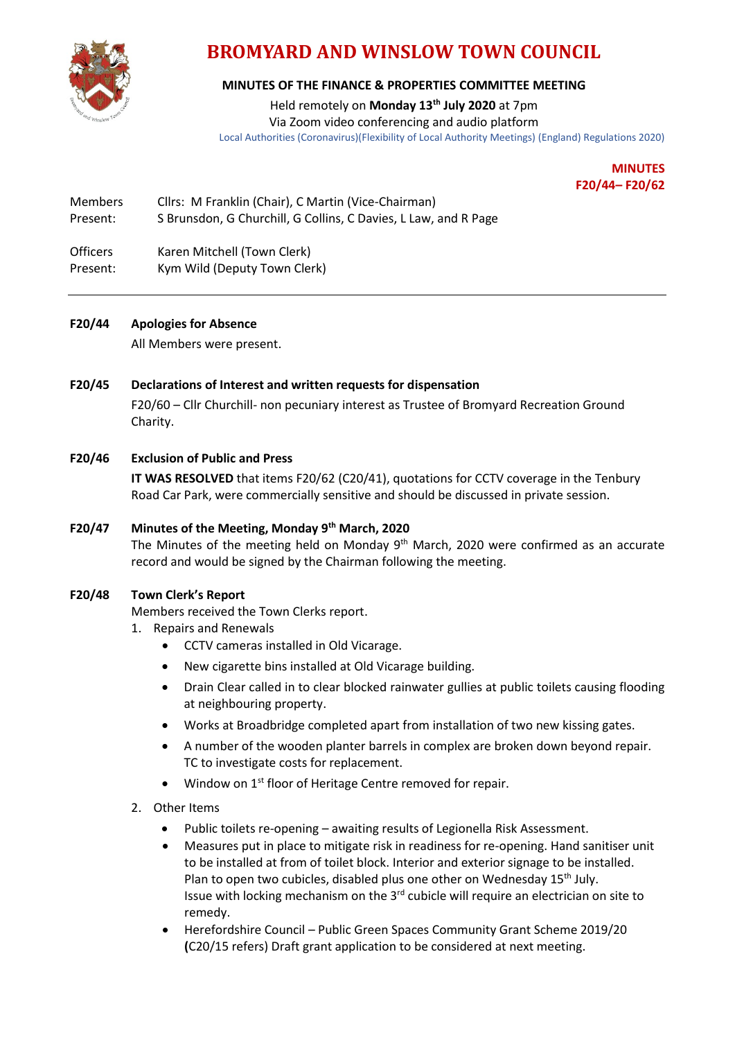# BROMYARD AND WINSLOW TOWN COUNCIL

### MINUTES OF THE FINANCE & PROPERTIES COMMITTEE MEETING

Held remotely on **Monday 13th July 2020** at 7pm
Via Zoom video conferencing and audio platform
Local Authorities (Coronavirus)(Flexibility of Local Authority Meetings) (England) Regulations 2020)

**MINUTES**
**F20/44– F20/62**

| | |
|---|---|
| Members Present: | Cllrs: M Franklin (Chair), C Martin (Vice-Chairman) S Brunsdon, G Churchill, G Collins, C Davies, L Law, and R Page |
| Officers Present: | Karen Mitchell (Town Clerk) Kym Wild (Deputy Town Clerk) |

---

**F20/44 Apologies for Absence**

All Members were present.

**F20/45 Declarations of Interest and written requests for dispensation**

F20/60 – Cllr Churchill- non pecuniary interest as Trustee of Bromyard Recreation Ground Charity.

**F20/46 Exclusion of Public and Press**

**IT WAS RESOLVED** that items F20/62 (C20/41), quotations for CCTV coverage in the Tenbury Road Car Park, were commercially sensitive and should be discussed in private session.

**F20/47 Minutes of the Meeting, Monday 9th March, 2020**

The Minutes of the meeting held on Monday 9th March, 2020 were confirmed as an accurate record and would be signed by the Chairman following the meeting.

**F20/48 Town Clerk's Report**

Members received the Town Clerks report.

1. Repairs and Renewals
   - CCTV cameras installed in Old Vicarage.
   - New cigarette bins installed at Old Vicarage building.
   - Drain Clear called in to clear blocked rainwater gullies at public toilets causing flooding at neighbouring property.
   - Works at Broadbridge completed apart from installation of two new kissing gates.
   - A number of the wooden planter barrels in complex are broken down beyond repair. TC to investigate costs for replacement.
   - Window on 1st floor of Heritage Centre removed for repair.
2. Other Items
   - Public toilets re-opening – awaiting results of Legionella Risk Assessment.
   - Measures put in place to mitigate risk in readiness for re-opening. Hand sanitiser unit to be installed at from of toilet block. Interior and exterior signage to be installed. Plan to open two cubicles, disabled plus one other on Wednesday 15th July. Issue with locking mechanism on the 3rd cubicle will require an electrician on site to remedy.
   - Herefordshire Council – Public Green Spaces Community Grant Scheme 2019/20 **(**C20/15 refers) Draft grant application to be considered at next meeting.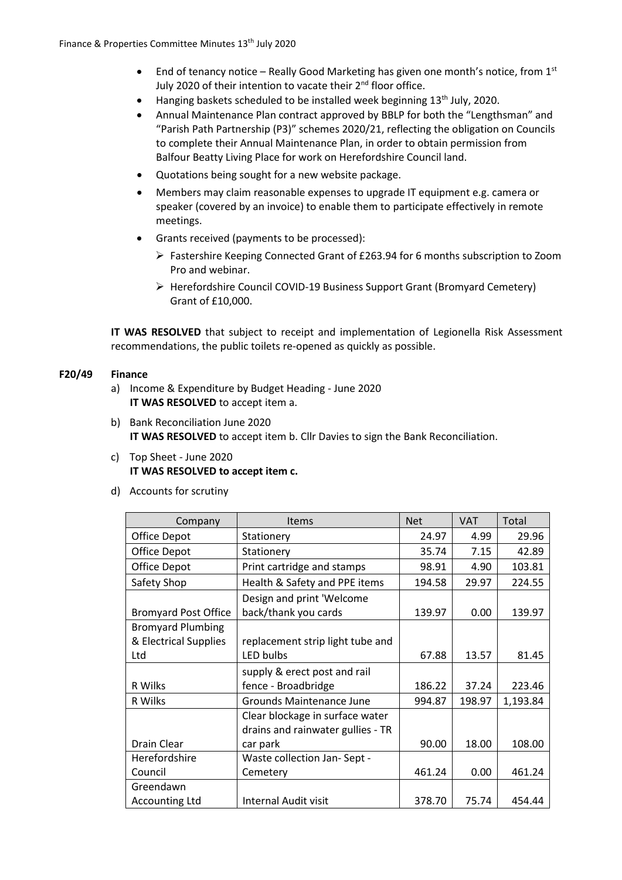- End of tenancy notice – Really Good Marketing has given one month's notice, from 1st July 2020 of their intention to vacate their 2nd floor office.
- Hanging baskets scheduled to be installed week beginning 13th July, 2020.
- Annual Maintenance Plan contract approved by BBLP for both the "Lengthsman" and "Parish Path Partnership (P3)" schemes 2020/21, reflecting the obligation on Councils to complete their Annual Maintenance Plan, in order to obtain permission from Balfour Beatty Living Place for work on Herefordshire Council land.
- Quotations being sought for a new website package.
- Members may claim reasonable expenses to upgrade IT equipment e.g. camera or speaker (covered by an invoice) to enable them to participate effectively in remote meetings.
- Grants received (payments to be processed):
  - Fastershire Keeping Connected Grant of £263.94 for 6 months subscription to Zoom Pro and webinar.
  - Herefordshire Council COVID-19 Business Support Grant (Bromyard Cemetery) Grant of £10,000.

**IT WAS RESOLVED** that subject to receipt and implementation of Legionella Risk Assessment recommendations, the public toilets re-opened as quickly as possible.

**F20/49 Finance**

a) Income & Expenditure by Budget Heading - June 2020
**IT WAS RESOLVED** to accept item a.

b) Bank Reconciliation June 2020
**IT WAS RESOLVED** to accept item b. Cllr Davies to sign the Bank Reconciliation.

c) Top Sheet - June 2020
**IT WAS RESOLVED to accept item c.**

d) Accounts for scrutiny

| Company | Items | Net | VAT | Total |
|---|---|---|---|---|
| Office Depot | Stationery | 24.97 | 4.99 | 29.96 |
| Office Depot | Stationery | 35.74 | 7.15 | 42.89 |
| Office Depot | Print cartridge and stamps | 98.91 | 4.90 | 103.81 |
| Safety Shop | Health & Safety and PPE items | 194.58 | 29.97 | 224.55 |
| Bromyard Post Office | Design and print 'Welcome back/thank you cards | 139.97 | 0.00 | 139.97 |
| Bromyard Plumbing & Electrical Supplies Ltd | replacement strip light tube and LED bulbs | 67.88 | 13.57 | 81.45 |
| R Wilks | supply & erect post and rail fence - Broadbridge | 186.22 | 37.24 | 223.46 |
| R Wilks | Grounds Maintenance June | 994.87 | 198.97 | 1,193.84 |
| Drain Clear | Clear blockage in surface water drains and rainwater gullies - TR car park | 90.00 | 18.00 | 108.00 |
| Herefordshire Council | Waste collection Jan- Sept - Cemetery | 461.24 | 0.00 | 461.24 |
| Greendawn Accounting Ltd | Internal Audit visit | 378.70 | 75.74 | 454.44 |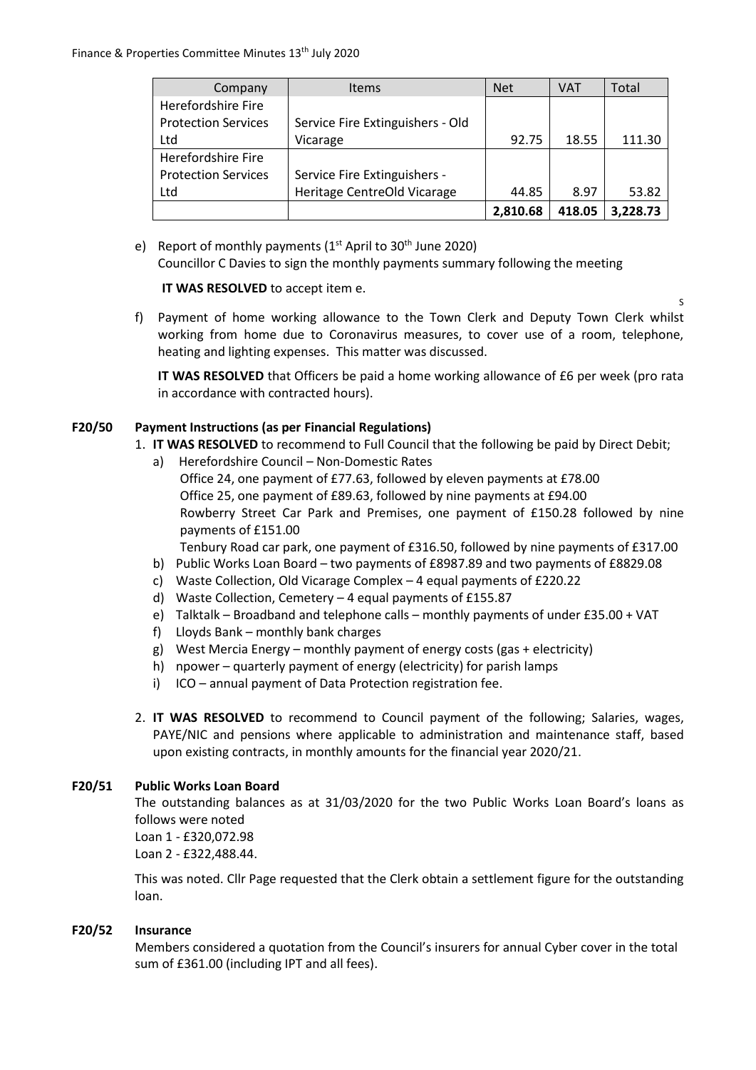| Company | Items | Net | VAT | Total |
|---|---|---|---|---|
| Herefordshire Fire Protection Services Ltd | Service Fire Extinguishers - Old Vicarage | 92.75 | 18.55 | 111.30 |
| Herefordshire Fire Protection Services Ltd | Service Fire Extinguishers - Heritage CentreOld Vicarage | 44.85 | 8.97 | 53.82 |
| | | **2,810.68** | **418.05** | **3,228.73** |

e) Report of monthly payments (1st April to 30th June 2020)
Councillor C Davies to sign the monthly payments summary following the meeting

**IT WAS RESOLVED** to accept item e.

S

f) Payment of home working allowance to the Town Clerk and Deputy Town Clerk whilst working from home due to Coronavirus measures, to cover use of a room, telephone, heating and lighting expenses. This matter was discussed.

**IT WAS RESOLVED** that Officers be paid a home working allowance of £6 per week (pro rata in accordance with contracted hours).

**F20/50 Payment Instructions (as per Financial Regulations)**

1. **IT WAS RESOLVED** to recommend to Full Council that the following be paid by Direct Debit;
   a) Herefordshire Council – Non-Domestic Rates
      Office 24, one payment of £77.63, followed by eleven payments at £78.00
      Office 25, one payment of £89.63, followed by nine payments at £94.00
      Rowberry Street Car Park and Premises, one payment of £150.28 followed by nine payments of £151.00
      Tenbury Road car park, one payment of £316.50, followed by nine payments of £317.00
   b) Public Works Loan Board – two payments of £8987.89 and two payments of £8829.08
   c) Waste Collection, Old Vicarage Complex – 4 equal payments of £220.22
   d) Waste Collection, Cemetery – 4 equal payments of £155.87
   e) Talktalk – Broadband and telephone calls – monthly payments of under £35.00 + VAT
   f) Lloyds Bank – monthly bank charges
   g) West Mercia Energy – monthly payment of energy costs (gas + electricity)
   h) npower – quarterly payment of energy (electricity) for parish lamps
   i) ICO – annual payment of Data Protection registration fee.

2. **IT WAS RESOLVED** to recommend to Council payment of the following; Salaries, wages, PAYE/NIC and pensions where applicable to administration and maintenance staff, based upon existing contracts, in monthly amounts for the financial year 2020/21.

**F20/51 Public Works Loan Board**

The outstanding balances as at 31/03/2020 for the two Public Works Loan Board's loans as follows were noted
Loan 1 - £320,072.98
Loan 2 - £322,488.44.

This was noted. Cllr Page requested that the Clerk obtain a settlement figure for the outstanding loan.

**F20/52 Insurance**

Members considered a quotation from the Council's insurers for annual Cyber cover in the total sum of £361.00 (including IPT and all fees).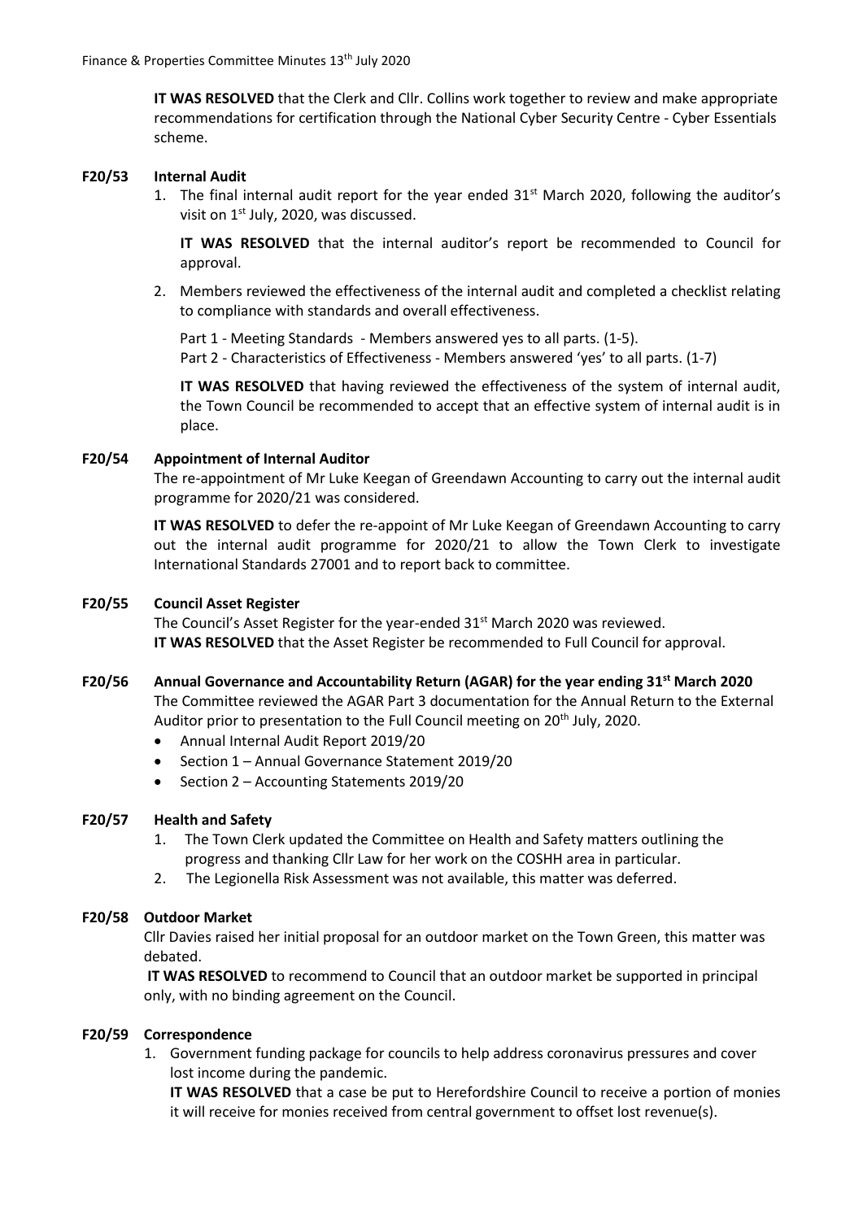**IT WAS RESOLVED** that the Clerk and Cllr. Collins work together to review and make appropriate recommendations for certification through the National Cyber Security Centre - Cyber Essentials scheme.

**F20/53 Internal Audit**

1. The final internal audit report for the year ended 31st March 2020, following the auditor's visit on 1st July, 2020, was discussed.

   **IT WAS RESOLVED** that the internal auditor's report be recommended to Council for approval.

2. Members reviewed the effectiveness of the internal audit and completed a checklist relating to compliance with standards and overall effectiveness.

   Part 1 - Meeting Standards - Members answered yes to all parts. (1-5).
   Part 2 - Characteristics of Effectiveness - Members answered 'yes' to all parts. (1-7)

   **IT WAS RESOLVED** that having reviewed the effectiveness of the system of internal audit, the Town Council be recommended to accept that an effective system of internal audit is in place.

**F20/54 Appointment of Internal Auditor**

The re-appointment of Mr Luke Keegan of Greendawn Accounting to carry out the internal audit programme for 2020/21 was considered.

**IT WAS RESOLVED** to defer the re-appoint of Mr Luke Keegan of Greendawn Accounting to carry out the internal audit programme for 2020/21 to allow the Town Clerk to investigate International Standards 27001 and to report back to committee.

**F20/55 Council Asset Register**

The Council's Asset Register for the year-ended 31st March 2020 was reviewed.
**IT WAS RESOLVED** that the Asset Register be recommended to Full Council for approval.

**F20/56 Annual Governance and Accountability Return (AGAR) for the year ending 31st March 2020**

The Committee reviewed the AGAR Part 3 documentation for the Annual Return to the External Auditor prior to presentation to the Full Council meeting on 20th July, 2020.

- Annual Internal Audit Report 2019/20
- Section 1 – Annual Governance Statement 2019/20
- Section 2 – Accounting Statements 2019/20

**F20/57 Health and Safety**

1. The Town Clerk updated the Committee on Health and Safety matters outlining the progress and thanking Cllr Law for her work on the COSHH area in particular.
2. The Legionella Risk Assessment was not available, this matter was deferred.

**F20/58 Outdoor Market**

Cllr Davies raised her initial proposal for an outdoor market on the Town Green, this matter was debated.

**IT WAS RESOLVED** to recommend to Council that an outdoor market be supported in principal only, with no binding agreement on the Council.

**F20/59 Correspondence**

1. Government funding package for councils to help address coronavirus pressures and cover lost income during the pandemic.

   **IT WAS RESOLVED** that a case be put to Herefordshire Council to receive a portion of monies it will receive for monies received from central government to offset lost revenue(s).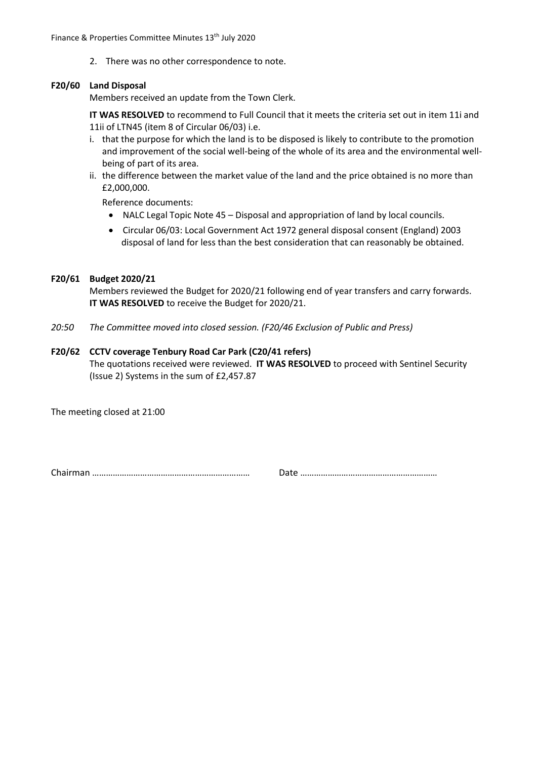2. There was no other correspondence to note.

**F20/60 Land Disposal**

Members received an update from the Town Clerk.

**IT WAS RESOLVED** to recommend to Full Council that it meets the criteria set out in item 11i and 11ii of LTN45 (item 8 of Circular 06/03) i.e.

i. that the purpose for which the land is to be disposed is likely to contribute to the promotion and improvement of the social well-being of the whole of its area and the environmental well-being of part of its area.
ii. the difference between the market value of the land and the price obtained is no more than £2,000,000.

Reference documents:

- NALC Legal Topic Note 45 – Disposal and appropriation of land by local councils.
- Circular 06/03: Local Government Act 1972 general disposal consent (England) 2003 disposal of land for less than the best consideration that can reasonably be obtained.

**F20/61 Budget 2020/21**

Members reviewed the Budget for 2020/21 following end of year transfers and carry forwards. **IT WAS RESOLVED** to receive the Budget for 2020/21.

*20:50 The Committee moved into closed session. (F20/46 Exclusion of Public and Press)*

**F20/62 CCTV coverage Tenbury Road Car Park (C20/41 refers)**

The quotations received were reviewed. **IT WAS RESOLVED** to proceed with Sentinel Security (Issue 2) Systems in the sum of £2,457.87

The meeting closed at 21:00

Chairman …………………………………………………………… Date ……………………………………………………